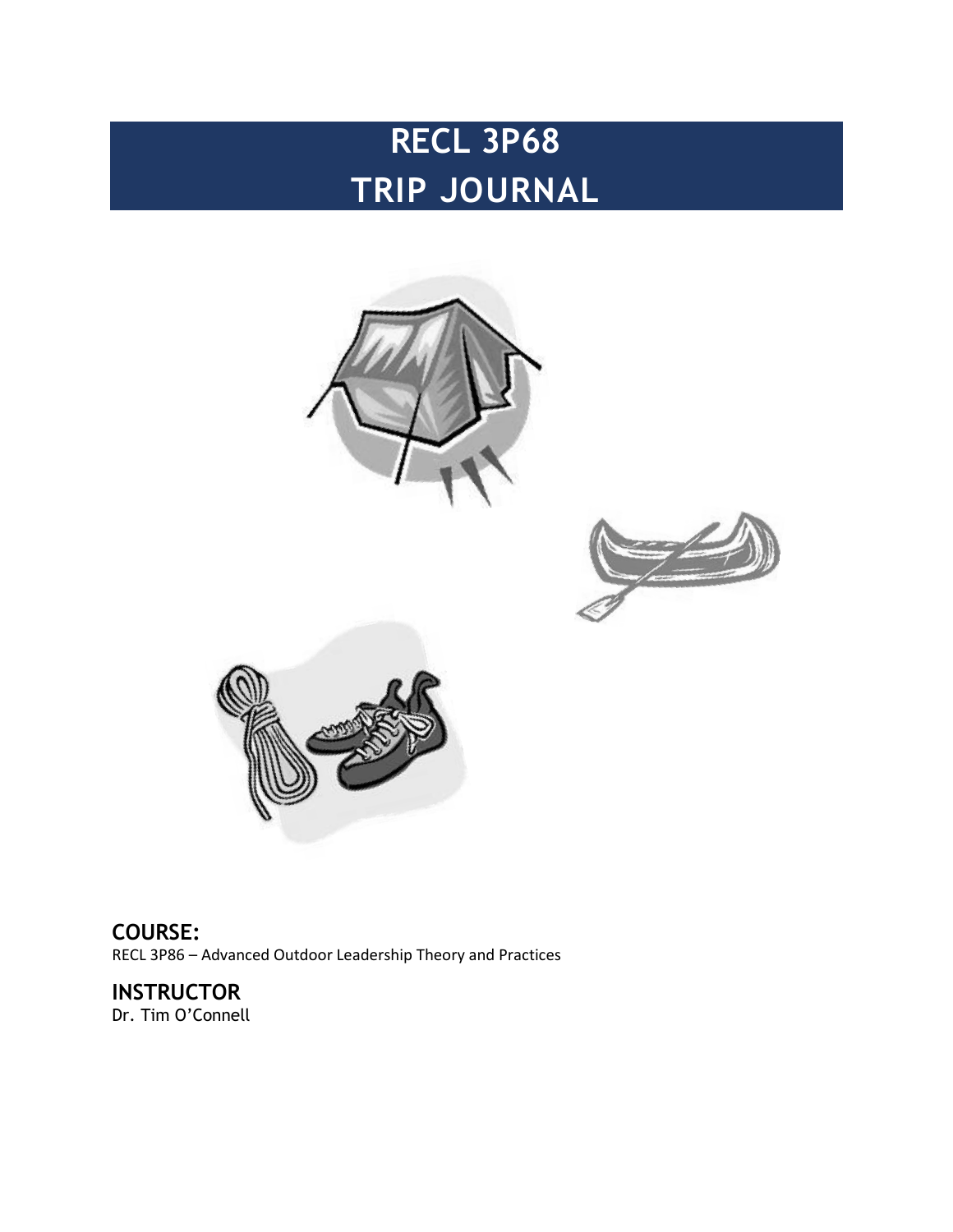# RECL 3P68
# TRIP JOURNAL

**COURSE:**
RECL 3P86 – Advanced Outdoor Leadership Theory and Practices

**INSTRUCTOR**
Dr. Tim O'Connell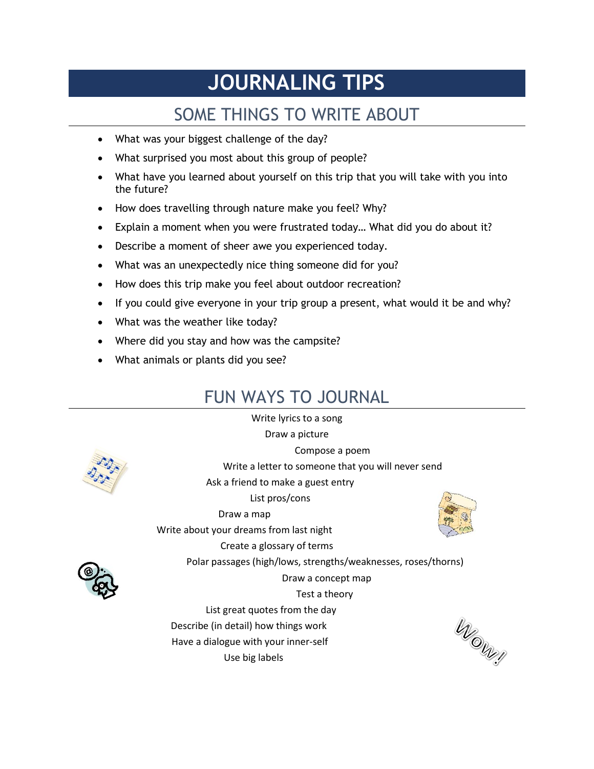# JOURNALING TIPS

## SOME THINGS TO WRITE ABOUT

- What was your biggest challenge of the day?
- What surprised you most about this group of people?
- What have you learned about yourself on this trip that you will take with you into the future?
- How does travelling through nature make you feel? Why?
- Explain a moment when you were frustrated today… What did you do about it?
- Describe a moment of sheer awe you experienced today.
- What was an unexpectedly nice thing someone did for you?
- How does this trip make you feel about outdoor recreation?
- If you could give everyone in your trip group a present, what would it be and why?
- What was the weather like today?
- Where did you stay and how was the campsite?
- What animals or plants did you see?

## FUN WAYS TO JOURNAL

Write lyrics to a song

Draw a picture

Compose a poem

Write a letter to someone that you will never send

Ask a friend to make a guest entry

List pros/cons

Draw a map

Write about your dreams from last night

Create a glossary of terms

Polar passages (high/lows, strengths/weaknesses, roses/thorns)

Draw a concept map

Test a theory

List great quotes from the day

Describe (in detail) how things work

Have a dialogue with your inner-self

Use big labels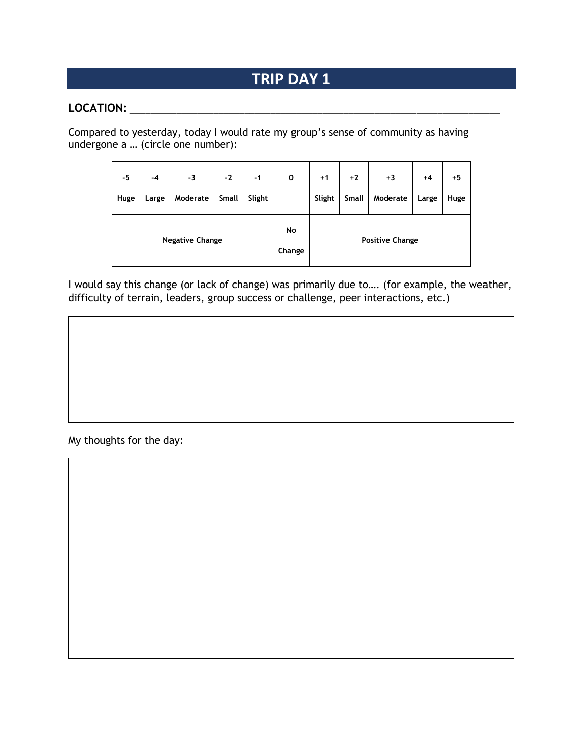# TRIP DAY 1

**LOCATION:** ______________________________________________________________

Compared to yesterday, today I would rate my group's sense of community as having undergone a … (circle one number):

| -5 Huge | -4 Large | -3 Moderate | -2 Small | -1 Slight | 0 | +1 Slight | +2 Small | +3 Moderate | +4 Large | +5 Huge |
|---|---|---|---|---|---|---|---|---|---|---|
| Negative Change | | | | | No Change | Positive Change | | | | |

I would say this change (or lack of change) was primarily due to…. (for example, the weather, difficulty of terrain, leaders, group success or challenge, peer interactions, etc.)

My thoughts for the day: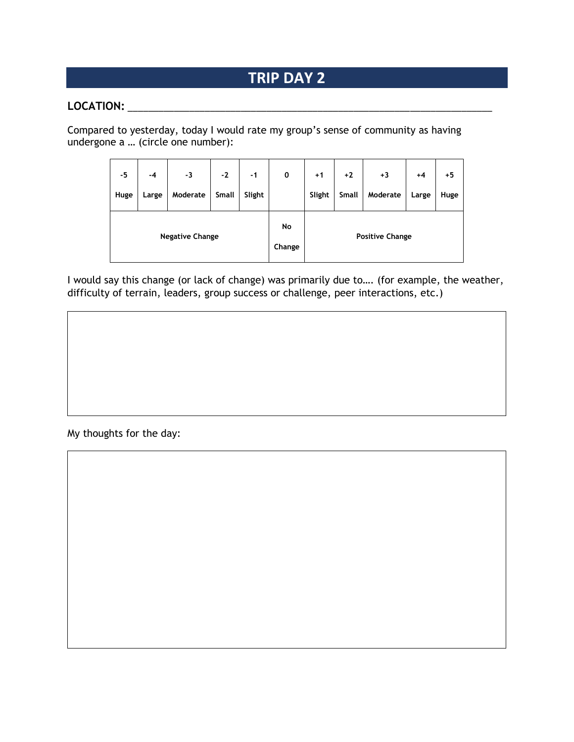# TRIP DAY 2

**LOCATION:** ___________________________________________________________________

Compared to yesterday, today I would rate my group's sense of community as having undergone a … (circle one number):

| -5 Huge | -4 Large | -3 Moderate | -2 Small | -1 Slight | 0 | +1 Slight | +2 Small | +3 Moderate | +4 Large | +5 Huge |
|---|---|---|---|---|---|---|---|---|---|---|
| **Negative Change** | | | | | **No Change** | **Positive Change** | | | | |

I would say this change (or lack of change) was primarily due to…. (for example, the weather, difficulty of terrain, leaders, group success or challenge, peer interactions, etc.)

My thoughts for the day: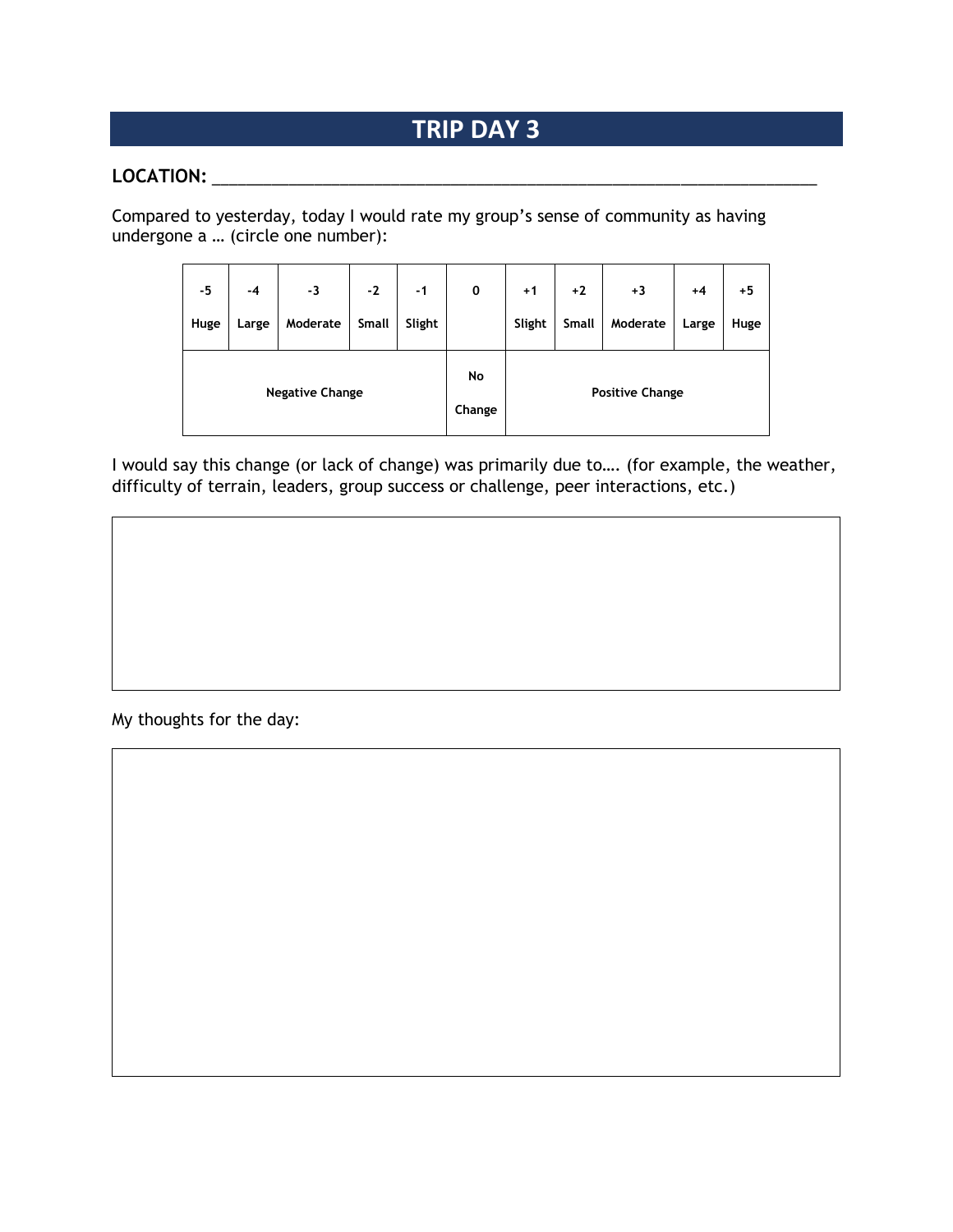# TRIP DAY 3

**LOCATION:** ___________________________________________________________________

Compared to yesterday, today I would rate my group's sense of community as having undergone a … (circle one number):

| -5 Huge | -4 Large | -3 Moderate | -2 Small | -1 Slight | 0 | +1 Slight | +2 Small | +3 Moderate | +4 Large | +5 Huge |
|---|---|---|---|---|---|---|---|---|---|---|
| **Negative Change** | | | | | **No Change** | **Positive Change** | | | | |

I would say this change (or lack of change) was primarily due to…. (for example, the weather, difficulty of terrain, leaders, group success or challenge, peer interactions, etc.)

My thoughts for the day: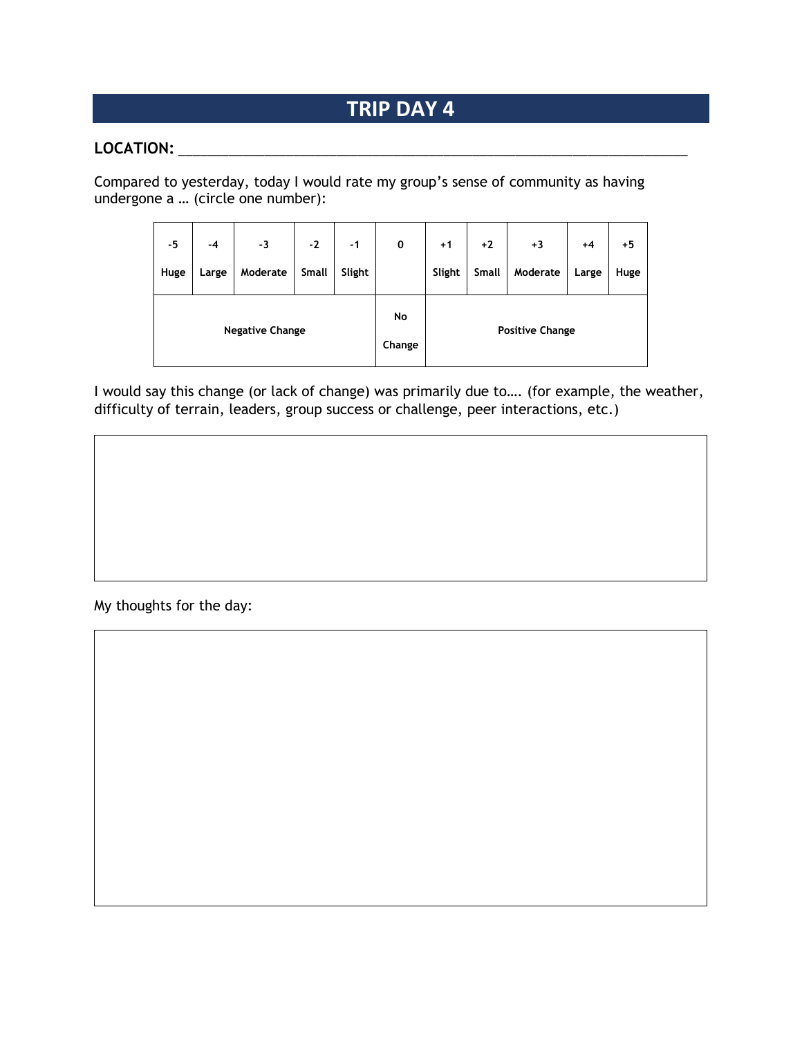# TRIP DAY 4

**LOCATION:** ____________________________________________________________

Compared to yesterday, today I would rate my group's sense of community as having undergone a … (circle one number):

| -5 Huge | -4 Large | -3 Moderate | -2 Small | -1 Slight | 0 | +1 Slight | +2 Small | +3 Moderate | +4 Large | +5 Huge |
|---|---|---|---|---|---|---|---|---|---|---|
| Negative Change | | | | | No Change | Positive Change | | | | |

I would say this change (or lack of change) was primarily due to…. (for example, the weather, difficulty of terrain, leaders, group success or challenge, peer interactions, etc.)

My thoughts for the day: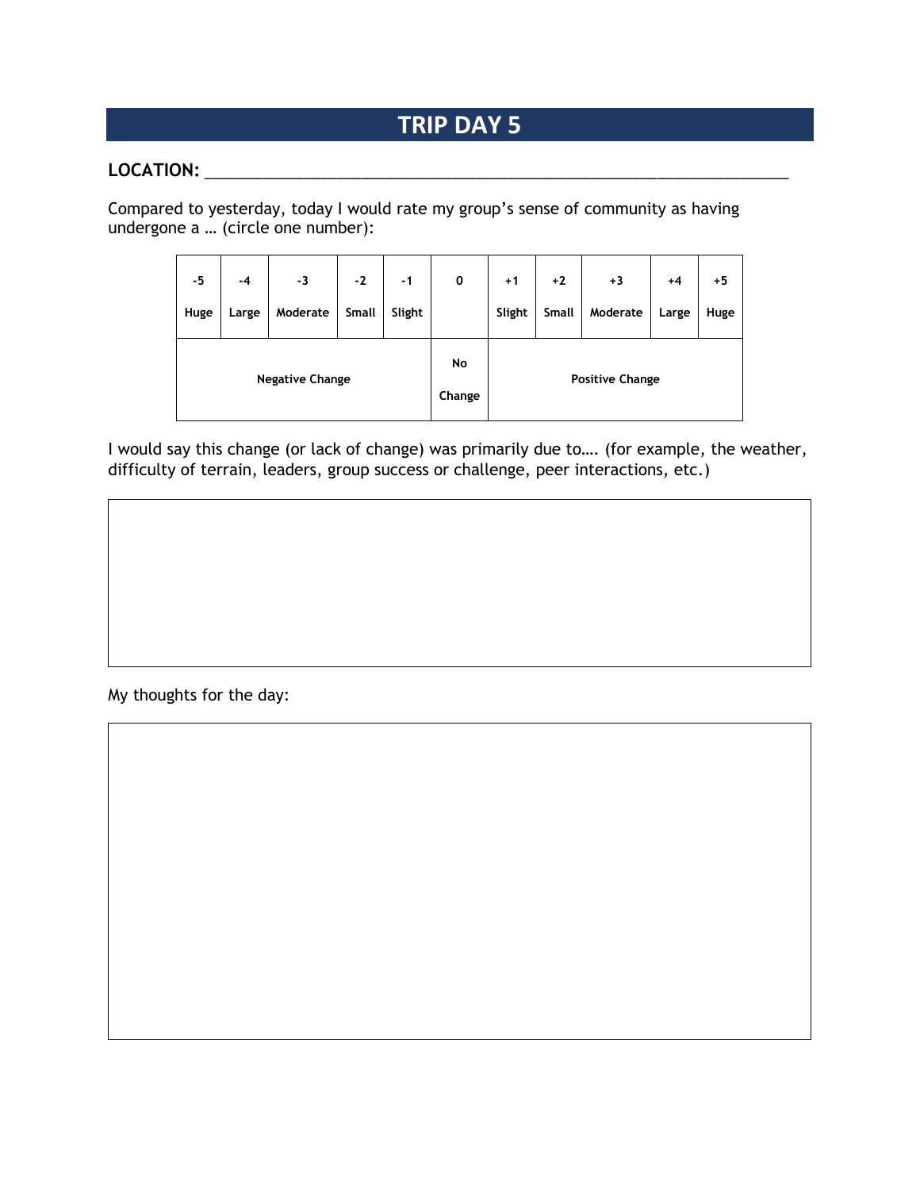# TRIP DAY 5

**LOCATION:** ___________________________________________________________________

Compared to yesterday, today I would rate my group's sense of community as having undergone a … (circle one number):

| -5 Huge | -4 Large | -3 Moderate | -2 Small | -1 Slight | 0 | +1 Slight | +2 Small | +3 Moderate | +4 Large | +5 Huge |
|---|---|---|---|---|---|---|---|---|---|---|
| Negative Change | | | | | No Change | Positive Change | | | | |

I would say this change (or lack of change) was primarily due to…. (for example, the weather, difficulty of terrain, leaders, group success or challenge, peer interactions, etc.)

| |
|---|
| |

My thoughts for the day:

| |
|---|
| |